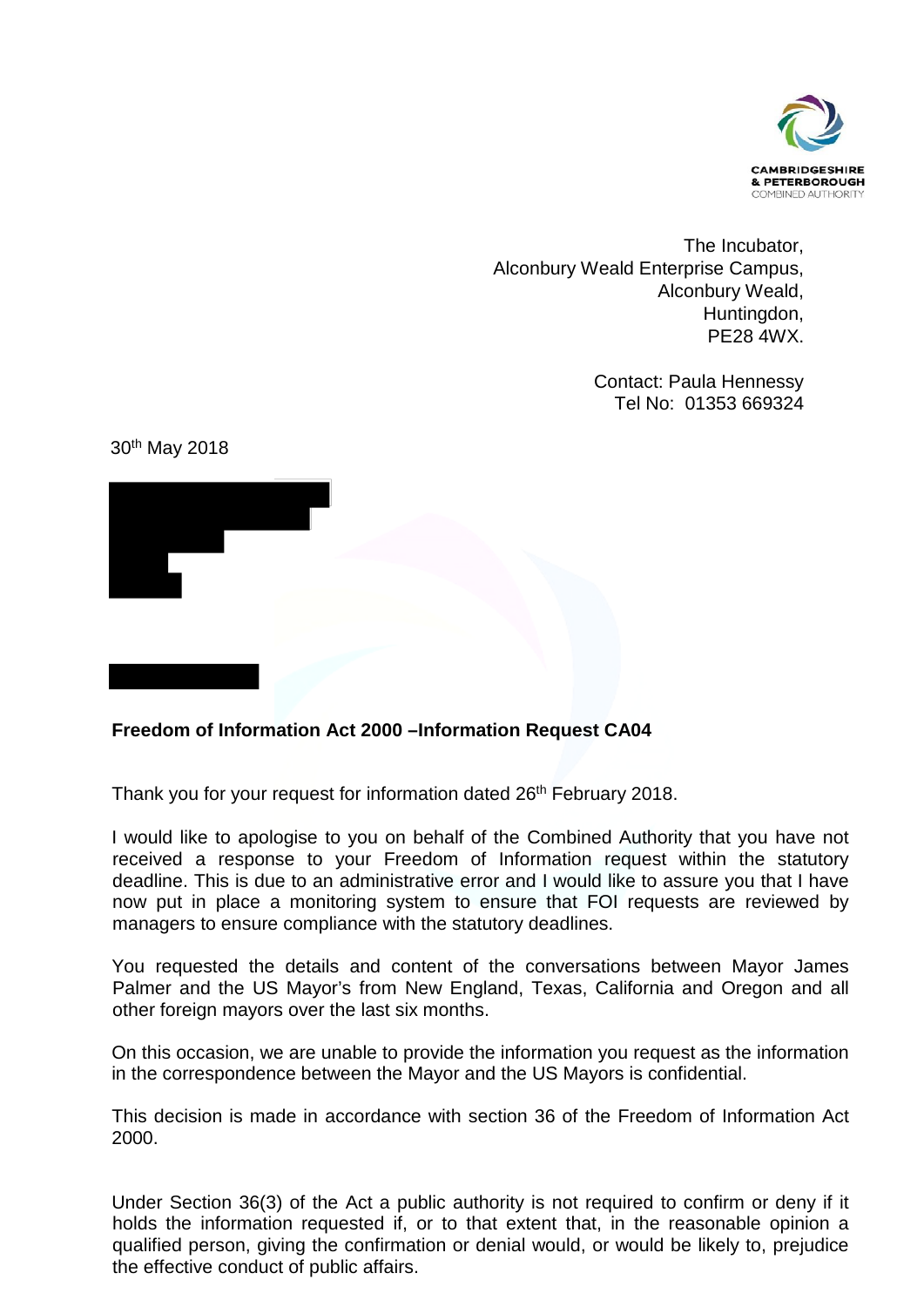CAMBRIDGESHIRE
& PETERBOROUGH
COMBINED AUTHORITY

The Incubator,
Alconbury Weald Enterprise Campus,
Alconbury Weald,
Huntingdon,
PE28 4WX.

Contact: Paula Hennessy
Tel No: 01353 669324

30th May 2018

**Freedom of Information Act 2000 –Information Request CA04**

Thank you for your request for information dated 26th February 2018.

I would like to apologise to you on behalf of the Combined Authority that you have not received a response to your Freedom of Information request within the statutory deadline. This is due to an administrative error and I would like to assure you that I have now put in place a monitoring system to ensure that FOI requests are reviewed by managers to ensure compliance with the statutory deadlines.

You requested the details and content of the conversations between Mayor James Palmer and the US Mayor's from New England, Texas, California and Oregon and all other foreign mayors over the last six months.

On this occasion, we are unable to provide the information you request as the information in the correspondence between the Mayor and the US Mayors is confidential.

This decision is made in accordance with section 36 of the Freedom of Information Act 2000.

Under Section 36(3) of the Act a public authority is not required to confirm or deny if it holds the information requested if, or to that extent that, in the reasonable opinion a qualified person, giving the confirmation or denial would, or would be likely to, prejudice the effective conduct of public affairs.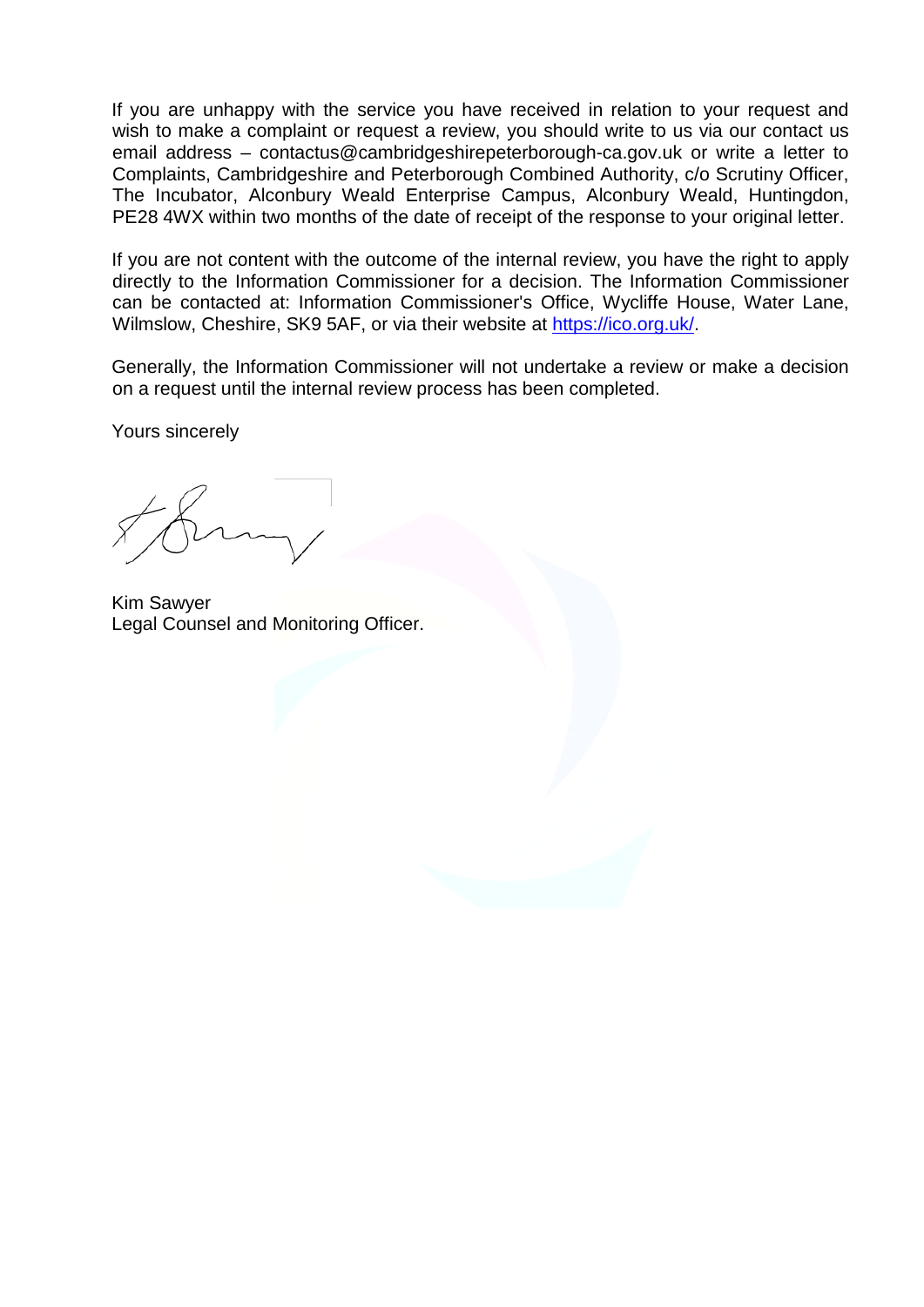If you are unhappy with the service you have received in relation to your request and wish to make a complaint or request a review, you should write to us via our contact us email address – contactus@cambridgeshirepeterborough-ca.gov.uk or write a letter to Complaints, Cambridgeshire and Peterborough Combined Authority, c/o Scrutiny Officer, The Incubator, Alconbury Weald Enterprise Campus, Alconbury Weald, Huntingdon, PE28 4WX within two months of the date of receipt of the response to your original letter.

If you are not content with the outcome of the internal review, you have the right to apply directly to the Information Commissioner for a decision. The Information Commissioner can be contacted at: Information Commissioner's Office, Wycliffe House, Water Lane, Wilmslow, Cheshire, SK9 5AF, or via their website at https://ico.org.uk/.

Generally, the Information Commissioner will not undertake a review or make a decision on a request until the internal review process has been completed.

Yours sincerely

Kim Sawyer
Legal Counsel and Monitoring Officer.